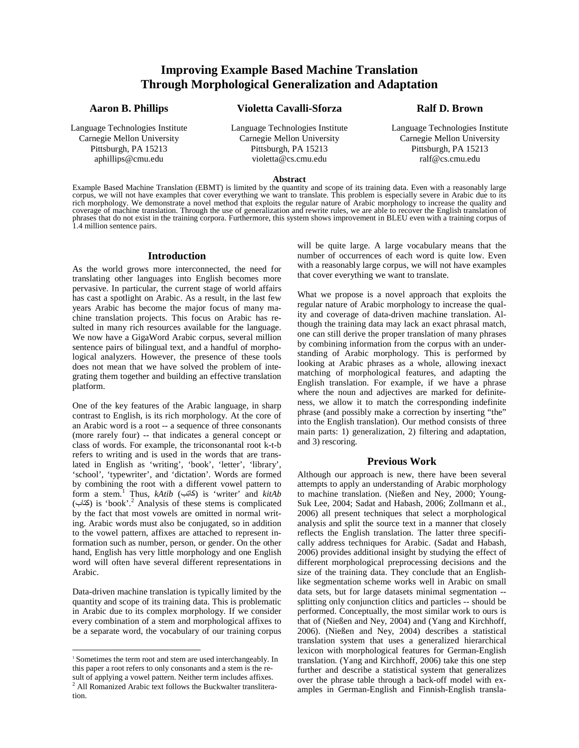# Improving Example Based Machine Translation Through Morphological Generalization and Adaptation

**Aaron B. Phillips**
Language Technologies Institute
Carnegie Mellon University
Pittsburgh, PA 15213
aphillips@cmu.edu

**Violetta Cavalli-Sforza**
Language Technologies Institute
Carnegie Mellon University
Pittsburgh, PA 15213
violetta@cs.cmu.edu

**Ralf D. Brown**
Language Technologies Institute
Carnegie Mellon University
Pittsburgh, PA 15213
ralf@cs.cmu.edu

**Abstract**

Example Based Machine Translation (EBMT) is limited by the quantity and scope of its training data. Even with a reasonably large corpus, we will not have examples that cover everything we want to translate. This problem is especially severe in Arabic due to its rich morphology. We demonstrate a novel method that exploits the regular nature of Arabic morphology to increase the quality and coverage of machine translation. Through the use of generalization and rewrite rules, we are able to recover the English translation of phrases that do not exist in the training corpora. Furthermore, this system shows improvement in BLEU even with a training corpus of 1.4 million sentence pairs.

## Introduction

As the world grows more interconnected, the need for translating other languages into English becomes more pervasive. In particular, the current stage of world affairs has cast a spotlight on Arabic. As a result, in the last few years Arabic has become the major focus of many machine translation projects. This focus on Arabic has resulted in many rich resources available for the language. We now have a GigaWord Arabic corpus, several million sentence pairs of bilingual text, and a handful of morphological analyzers. However, the presence of these tools does not mean that we have solved the problem of integrating them together and building an effective translation platform.

One of the key features of the Arabic language, in sharp contrast to English, is its rich morphology. At the core of an Arabic word is a root -- a sequence of three consonants (more rarely four) -- that indicates a general concept or class of words. For example, the triconsonantal root k-t-b refers to writing and is used in the words that are translated in English as 'writing', 'book', 'letter', 'library', 'school', 'typewriter', and 'dictation'. Words are formed by combining the root with a different vowel pattern to form a stem.[1] Thus, *kAtib* (كاتب) is 'writer' and *kitAb* (كِتاب) is 'book'.[2] Analysis of these stems is complicated by the fact that most vowels are omitted in normal writing. Arabic words must also be conjugated, so in addition to the vowel pattern, affixes are attached to represent information such as number, person, or gender. On the other hand, English has very little morphology and one English word will often have several different representations in Arabic.

Data-driven machine translation is typically limited by the quantity and scope of its training data. This is problematic in Arabic due to its complex morphology. If we consider every combination of a stem and morphological affixes to be a separate word, the vocabulary of our training corpus will be quite large. A large vocabulary means that the number of occurrences of each word is quite low. Even with a reasonably large corpus, we will not have examples that cover everything we want to translate.

What we propose is a novel approach that exploits the regular nature of Arabic morphology to increase the quality and coverage of data-driven machine translation. Although the training data may lack an exact phrasal match, one can still derive the proper translation of many phrases by combining information from the corpus with an understanding of Arabic morphology. This is performed by looking at Arabic phrases as a whole, allowing inexact matching of morphological features, and adapting the English translation. For example, if we have a phrase where the noun and adjectives are marked for definiteness, we allow it to match the corresponding indefinite phrase (and possibly make a correction by inserting "the" into the English translation). Our method consists of three main parts: 1) generalization, 2) filtering and adaptation, and 3) rescoring.

## Previous Work

Although our approach is new, there have been several attempts to apply an understanding of Arabic morphology to machine translation. (Nießen and Ney, 2000; Young-Suk Lee, 2004; Sadat and Habash, 2006; Zollmann et al., 2006) all present techniques that select a morphological analysis and split the source text in a manner that closely reflects the English translation. The latter three specifically address techniques for Arabic. (Sadat and Habash, 2006) provides additional insight by studying the effect of different morphological preprocessing decisions and the size of the training data. They conclude that an English-like segmentation scheme works well in Arabic on small data sets, but for large datasets minimal segmentation -- splitting only conjunction clitics and particles -- should be performed. Conceptually, the most similar work to ours is that of (Nießen and Ney, 2004) and (Yang and Kirchhoff, 2006). (Nießen and Ney, 2004) describes a statistical translation system that uses a generalized hierarchical lexicon with morphological features for German-English translation. (Yang and Kirchhoff, 2006) take this one step further and describe a statistical system that generalizes over the phrase table through a back-off model with examples in German-English and Finnish-English transla-

---

[1] Sometimes the term root and stem are used interchangeably. In this paper a root refers to only consonants and a stem is the result of applying a vowel pattern. Neither term includes affixes.

[2] All Romanized Arabic text follows the Buckwalter transliteration.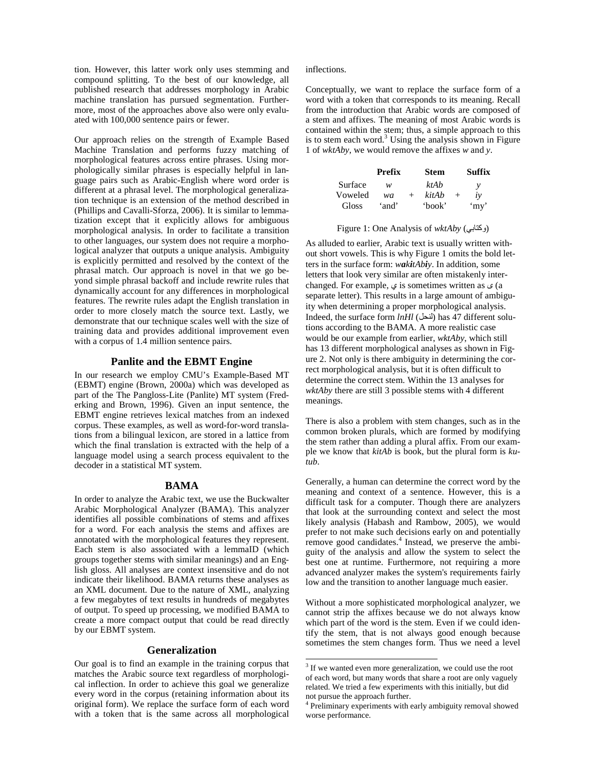tion. However, this latter work only uses stemming and compound splitting. To the best of our knowledge, all published research that addresses morphology in Arabic machine translation has pursued segmentation. Furthermore, most of the approaches above also were only evaluated with 100,000 sentence pairs or fewer.

Our approach relies on the strength of Example Based Machine Translation and performs fuzzy matching of morphological features across entire phrases. Using morphologically similar phrases is especially helpful in language pairs such as Arabic-English where word order is different at a phrasal level. The morphological generalization technique is an extension of the method described in (Phillips and Cavalli-Sforza, 2006). It is similar to lemmatization except that it explicitly allows for ambiguous morphological analysis. In order to facilitate a transition to other languages, our system does not require a morphological analyzer that outputs a unique analysis. Ambiguity is explicitly permitted and resolved by the context of the phrasal match. Our approach is novel in that we go beyond simple phrasal backoff and include rewrite rules that dynamically account for any differences in morphological features. The rewrite rules adapt the English translation in order to more closely match the source text. Lastly, we demonstrate that our technique scales well with the size of training data and provides additional improvement even with a corpus of 1.4 million sentence pairs.

## Panlite and the EBMT Engine

In our research we employ CMU's Example-Based MT (EBMT) engine (Brown, 2000a) which was developed as part of the The Pangloss-Lite (Panlite) MT system (Frederking and Brown, 1996). Given an input sentence, the EBMT engine retrieves lexical matches from an indexed corpus. These examples, as well as word-for-word translations from a bilingual lexicon, are stored in a lattice from which the final translation is extracted with the help of a language model using a search process equivalent to the decoder in a statistical MT system.

## BAMA

In order to analyze the Arabic text, we use the Buckwalter Arabic Morphological Analyzer (BAMA). This analyzer identifies all possible combinations of stems and affixes for a word. For each analysis the stems and affixes are annotated with the morphological features they represent. Each stem is also associated with a lemmaID (which groups together stems with similar meanings) and an English gloss. All analyses are context insensitive and do not indicate their likelihood. BAMA returns these analyses as an XML document. Due to the nature of XML, analyzing a few megabytes of text results in hundreds of megabytes of output. To speed up processing, we modified BAMA to create a more compact output that could be read directly by our EBMT system.

## Generalization

Our goal is to find an example in the training corpus that matches the Arabic source text regardless of morphological inflection. In order to achieve this goal we generalize every word in the corpus (retaining information about its original form). We replace the surface form of each word with a token that is the same across all morphological inflections.

Conceptually, we want to replace the surface form of a word with a token that corresponds to its meaning. Recall from the introduction that Arabic words are composed of a stem and affixes. The meaning of most Arabic words is contained within the stem; thus, a simple approach to this is to stem each word.[3] Using the analysis shown in Figure 1 of *wktAby*, we would remove the affixes *w* and *y*.

| | Prefix | | Stem | | Suffix |
|---|---|---|---|---|---|
| Surface | *w* | | *ktAb* | | *y* |
| Voweled | *wa* | + | *kitAb* | + | *iy* |
| Gloss | 'and' | | 'book' | | 'my' |

Figure 1: One Analysis of *wktAby* (وكتابي)

As alluded to earlier, Arabic text is usually written without short vowels. This is why Figure 1 omits the bold letters in the surface form: *w**a**k**i**tAb**i**y*. In addition, some letters that look very similar are often mistakenly interchanged. For example, ي is sometimes written as ى (a separate letter). This results in a large amount of ambiguity when determining a proper morphological analysis. Indeed, the surface form *lnHl* (لنحل) has 47 different solutions according to the BAMA. A more realistic case would be our example from earlier, *wktAby*, which still has 13 different morphological analyses as shown in Figure 2. Not only is there ambiguity in determining the correct morphological analysis, but it is often difficult to determine the correct stem. Within the 13 analyses for *wktAby* there are still 3 possible stems with 4 different meanings.

There is also a problem with stem changes, such as in the common broken plurals, which are formed by modifying the stem rather than adding a plural affix. From our example we know that *kitAb* is book, but the plural form is *kutub*.

Generally, a human can determine the correct word by the meaning and context of a sentence. However, this is a difficult task for a computer. Though there are analyzers that look at the surrounding context and select the most likely analysis (Habash and Rambow, 2005), we would prefer to not make such decisions early on and potentially remove good candidates.[4] Instead, we preserve the ambiguity of the analysis and allow the system to select the best one at runtime. Furthermore, not requiring a more advanced analyzer makes the system's requirements fairly low and the transition to another language much easier.

Without a more sophisticated morphological analyzer, we cannot strip the affixes because we do not always know which part of the word is the stem. Even if we could identify the stem, that is not always good enough because sometimes the stem changes form. Thus we need a level

[3] If we wanted even more generalization, we could use the root of each word, but many words that share a root are only vaguely related. We tried a few experiments with this initially, but did not pursue the approach further.

[4] Preliminary experiments with early ambiguity removal showed worse performance.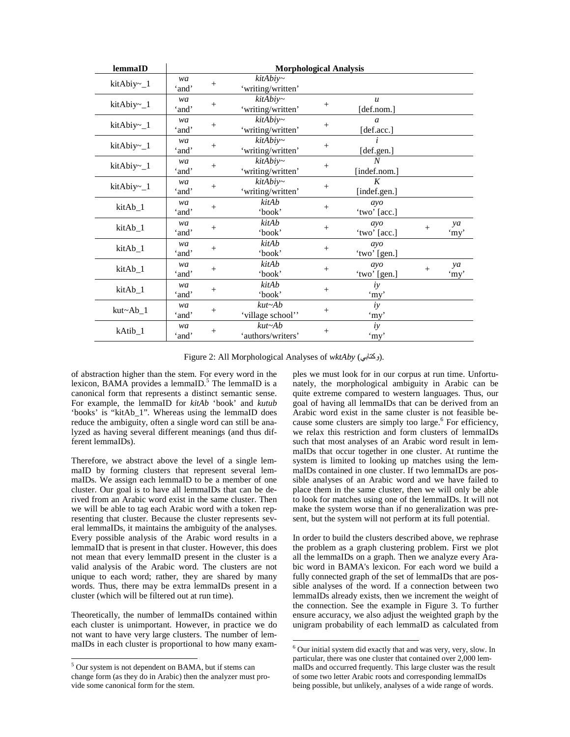| lemmaID | Morphological Analysis | | | | | | | |
|---|---|---|---|---|---|---|---|---|
| kitAbiy~_1 | *wa* 'and' | + | *kitAbiy~* 'writing/written' | | | | | |
| kitAbiy~_1 | *wa* 'and' | + | *kitAbiy~* 'writing/written' | + | *u* [def.nom.] | | | |
| kitAbiy~_1 | *wa* 'and' | + | *kitAbiy~* 'writing/written' | + | *a* [def.acc.] | | | |
| kitAbiy~_1 | *wa* 'and' | + | *kitAbiy~* 'writing/written' | + | *i* [def.gen.] | | | |
| kitAbiy~_1 | *wa* 'and' | + | *kitAbiy~* 'writing/written' | + | *N* [indef.nom.] | | | |
| kitAbiy~_1 | *wa* 'and' | + | *kitAbiy~* 'writing/written' | + | *K* [indef.gen.] | | | |
| kitAb_1 | *wa* 'and' | + | *kitAb* 'book' | + | *ayo* 'two' [acc.] | | | |
| kitAb_1 | *wa* 'and' | + | *kitAb* 'book' | + | *ayo* 'two' [acc.] | + | *ya* 'my' | |
| kitAb_1 | *wa* 'and' | + | *kitAb* 'book' | + | *ayo* 'two' [gen.] | | | |
| kitAb_1 | *wa* 'and' | + | *kitAb* 'book' | + | *ayo* 'two' [gen.] | + | *ya* 'my' | |
| kitAb_1 | *wa* 'and' | + | *kitAb* 'book' | + | *iy* 'my' | | | |
| kut~Ab_1 | *wa* 'and' | + | *kut~Ab* 'village school'' | + | *iy* 'my' | | | |
| kAtib_1 | *wa* 'and' | + | *kut~Ab* 'authors/writers' | + | *iy* 'my' | | | |

Figure 2: All Morphological Analyses of *wktAby* (وكتابي).

of abstraction higher than the stem. For every word in the lexicon, BAMA provides a lemmaID.[5] The lemmaID is a canonical form that represents a distinct semantic sense. For example, the lemmaID for *kitAb* 'book' and *kutub* 'books' is "kitAb_1". Whereas using the lemmaID does reduce the ambiguity, often a single word can still be analyzed as having several different meanings (and thus different lemmaIDs).

Therefore, we abstract above the level of a single lemmaID by forming clusters that represent several lemmaIDs. We assign each lemmaID to be a member of one cluster. Our goal is to have all lemmaIDs that can be derived from an Arabic word exist in the same cluster. Then we will be able to tag each Arabic word with a token representing that cluster. Because the cluster represents several lemmaIDs, it maintains the ambiguity of the analyses. Every possible analysis of the Arabic word results in a lemmaID that is present in that cluster. However, this does not mean that every lemmaID present in the cluster is a valid analysis of the Arabic word. The clusters are not unique to each word; rather, they are shared by many words. Thus, there may be extra lemmaIDs present in a cluster (which will be filtered out at run time).

Theoretically, the number of lemmaIDs contained within each cluster is unimportant. However, in practice we do not want to have very large clusters. The number of lemmaIDs in each cluster is proportional to how many examples we must look for in our corpus at run time. Unfortunately, the morphological ambiguity in Arabic can be quite extreme compared to western languages. Thus, our goal of having all lemmaIDs that can be derived from an Arabic word exist in the same cluster is not feasible because some clusters are simply too large.[6] For efficiency, we relax this restriction and form clusters of lemmaIDs such that most analyses of an Arabic word result in lemmaIDs that occur together in one cluster. At runtime the system is limited to looking up matches using the lemmaIDs contained in one cluster. If two lemmaIDs are possible analyses of an Arabic word and we have failed to place them in the same cluster, then we will only be able to look for matches using one of the lemmaIDs. It will not make the system worse than if no generalization was present, but the system will not perform at its full potential.

In order to build the clusters described above, we rephrase the problem as a graph clustering problem. First we plot all the lemmaIDs on a graph. Then we analyze every Arabic word in BAMA's lexicon. For each word we build a fully connected graph of the set of lemmaIDs that are possible analyses of the word. If a connection between two lemmaIDs already exists, then we increment the weight of the connection. See the example in Figure 3. To further ensure accuracy, we also adjust the weighted graph by the unigram probability of each lemmaID as calculated from

[5] Our system is not dependent on BAMA, but if stems can change form (as they do in Arabic) then the analyzer must provide some canonical form for the stem.

[6] Our initial system did exactly that and was very, very, slow. In particular, there was one cluster that contained over 2,000 lemmaIDs and occurred frequently. This large cluster was the result of some two letter Arabic roots and corresponding lemmaIDs being possible, but unlikely, analyses of a wide range of words.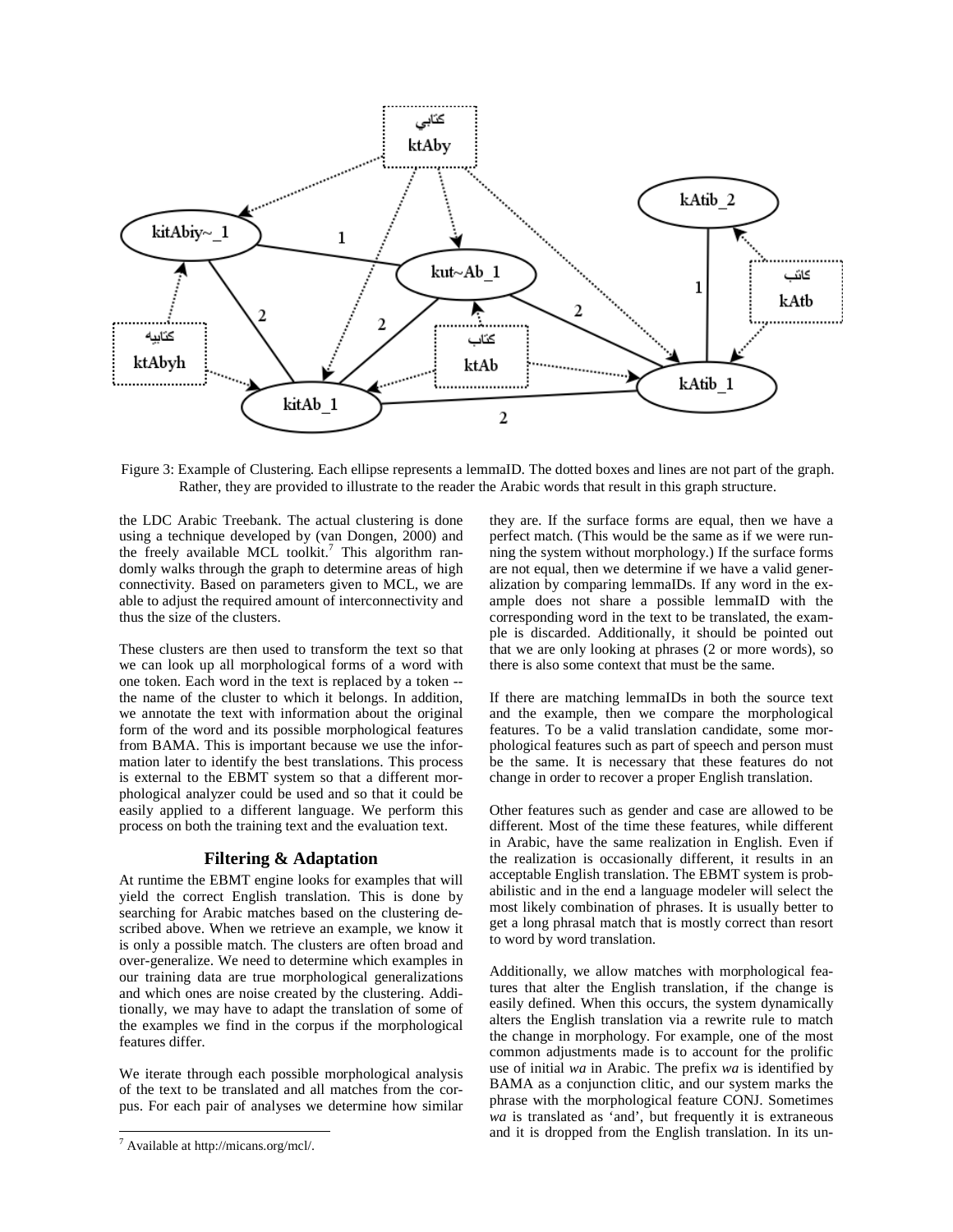Figure 3: Example of Clustering. Each ellipse represents a lemmaID. The dotted boxes and lines are not part of the graph. Rather, they are provided to illustrate to the reader the Arabic words that result in this graph structure.

the LDC Arabic Treebank. The actual clustering is done using a technique developed by (van Dongen, 2000) and the freely available MCL toolkit.[7] This algorithm randomly walks through the graph to determine areas of high connectivity. Based on parameters given to MCL, we are able to adjust the required amount of interconnectivity and thus the size of the clusters.

These clusters are then used to transform the text so that we can look up all morphological forms of a word with one token. Each word in the text is replaced by a token -- the name of the cluster to which it belongs. In addition, we annotate the text with information about the original form of the word and its possible morphological features from BAMA. This is important because we use the information later to identify the best translations. This process is external to the EBMT system so that a different morphological analyzer could be used and so that it could be easily applied to a different language. We perform this process on both the training text and the evaluation text.

## Filtering & Adaptation

At runtime the EBMT engine looks for examples that will yield the correct English translation. This is done by searching for Arabic matches based on the clustering described above. When we retrieve an example, we know it is only a possible match. The clusters are often broad and over-generalize. We need to determine which examples in our training data are true morphological generalizations and which ones are noise created by the clustering. Additionally, we may have to adapt the translation of some of the examples we find in the corpus if the morphological features differ.

We iterate through each possible morphological analysis of the text to be translated and all matches from the corpus. For each pair of analyses we determine how similar they are. If the surface forms are equal, then we have a perfect match. (This would be the same as if we were running the system without morphology.) If the surface forms are not equal, then we determine if we have a valid generalization by comparing lemmaIDs. If any word in the example does not share a possible lemmaID with the corresponding word in the text to be translated, the example is discarded. Additionally, it should be pointed out that we are only looking at phrases (2 or more words), so there is also some context that must be the same.

If there are matching lemmaIDs in both the source text and the example, then we compare the morphological features. To be a valid translation candidate, some morphological features such as part of speech and person must be the same. It is necessary that these features do not change in order to recover a proper English translation.

Other features such as gender and case are allowed to be different. Most of the time these features, while different in Arabic, have the same realization in English. Even if the realization is occasionally different, it results in an acceptable English translation. The EBMT system is probabilistic and in the end a language modeler will select the most likely combination of phrases. It is usually better to get a long phrasal match that is mostly correct than resort to word by word translation.

Additionally, we allow matches with morphological features that alter the English translation, if the change is easily defined. When this occurs, the system dynamically alters the English translation via a rewrite rule to match the change in morphology. For example, one of the most common adjustments made is to account for the prolific use of initial *wa* in Arabic. The prefix *wa* is identified by BAMA as a conjunction clitic, and our system marks the phrase with the morphological feature CONJ. Sometimes *wa* is translated as 'and', but frequently it is extraneous and it is dropped from the English translation. In its un-

[7] Available at http://micans.org/mcl/.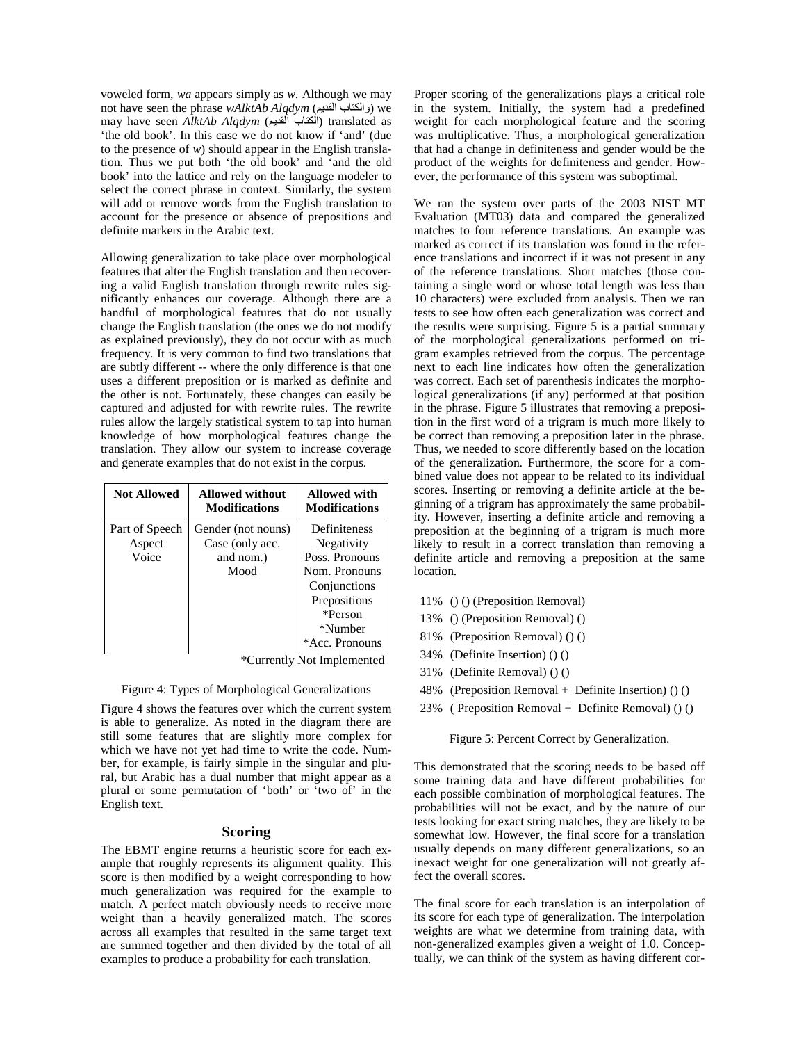voweled form, *wa* appears simply as *w*. Although we may not have seen the phrase *wAlktAb Alqdym* (والكتاب القديم) we may have seen *AlktAb Alqdym* (الكتاب القديم) translated as 'the old book'. In this case we do not know if 'and' (due to the presence of *w*) should appear in the English translation. Thus we put both 'the old book' and 'and the old book' into the lattice and rely on the language modeler to select the correct phrase in context. Similarly, the system will add or remove words from the English translation to account for the presence or absence of prepositions and definite markers in the Arabic text.

Allowing generalization to take place over morphological features that alter the English translation and then recovering a valid English translation through rewrite rules significantly enhances our coverage. Although there are a handful of morphological features that do not usually change the English translation (the ones we do not modify as explained previously), they do not occur with as much frequency. It is very common to find two translations that are subtly different -- where the only difference is that one uses a different preposition or is marked as definite and the other is not. Fortunately, these changes can easily be captured and adjusted for with rewrite rules. The rewrite rules allow the largely statistical system to tap into human knowledge of how morphological features change the translation. They allow our system to increase coverage and generate examples that do not exist in the corpus.

| Not Allowed | Allowed without Modifications | Allowed with Modifications |
|---|---|---|
| Part of Speech | Gender (not nouns) | Definiteness |
| Aspect | Case (only acc. and nom.) | Negativity |
| Voice | Mood | Poss. Pronouns |
| | | Nom. Pronouns |
| | | Conjunctions |
| | | Prepositions |
| | | *Person |
| | | *Number |
| | | *Acc. Pronouns |

*Currently Not Implemented

Figure 4: Types of Morphological Generalizations

Figure 4 shows the features over which the current system is able to generalize. As noted in the diagram there are still some features that are slightly more complex for which we have not yet had time to write the code. Number, for example, is fairly simple in the singular and plural, but Arabic has a dual number that might appear as a plural or some permutation of 'both' or 'two of' in the English text.

## Scoring

The EBMT engine returns a heuristic score for each example that roughly represents its alignment quality. This score is then modified by a weight corresponding to how much generalization was required for the example to match. A perfect match obviously needs to receive more weight than a heavily generalized match. The scores across all examples that resulted in the same target text are summed together and then divided by the total of all examples to produce a probability for each translation.

Proper scoring of the generalizations plays a critical role in the system. Initially, the system had a predefined weight for each morphological feature and the scoring was multiplicative. Thus, a morphological generalization that had a change in definiteness and gender would be the product of the weights for definiteness and gender. However, the performance of this system was suboptimal.

We ran the system over parts of the 2003 NIST MT Evaluation (MT03) data and compared the generalized matches to four reference translations. An example was marked as correct if its translation was found in the reference translations and incorrect if it was not present in any of the reference translations. Short matches (those containing a single word or whose total length was less than 10 characters) were excluded from analysis. Then we ran tests to see how often each generalization was correct and the results were surprising. Figure 5 is a partial summary of the morphological generalizations performed on trigram examples retrieved from the corpus. The percentage next to each line indicates how often the generalization was correct. Each set of parenthesis indicates the morphological generalizations (if any) performed at that position in the phrase. Figure 5 illustrates that removing a preposition in the first word of a trigram is much more likely to be correct than removing a preposition later in the phrase. Thus, we needed to score differently based on the location of the generalization. Furthermore, the score for a combined value does not appear to be related to its individual scores. Inserting or removing a definite article at the beginning of a trigram has approximately the same probability. However, inserting a definite article and removing a preposition at the beginning of a trigram is much more likely to result in a correct translation than removing a definite article and removing a preposition at the same location.

11% () () (Preposition Removal)
13% () (Preposition Removal) ()
81% (Preposition Removal) () ()
34% (Definite Insertion) () ()
31% (Definite Removal) () ()
48% (Preposition Removal + Definite Insertion) () ()
23% ( Preposition Removal + Definite Removal) () ()

Figure 5: Percent Correct by Generalization.

This demonstrated that the scoring needs to be based off some training data and have different probabilities for each possible combination of morphological features. The probabilities will not be exact, and by the nature of our tests looking for exact string matches, they are likely to be somewhat low. However, the final score for a translation usually depends on many different generalizations, so an inexact weight for one generalization will not greatly affect the overall scores.

The final score for each translation is an interpolation of its score for each type of generalization. The interpolation weights are what we determine from training data, with non-generalized examples given a weight of 1.0. Conceptually, we can think of the system as having different cor-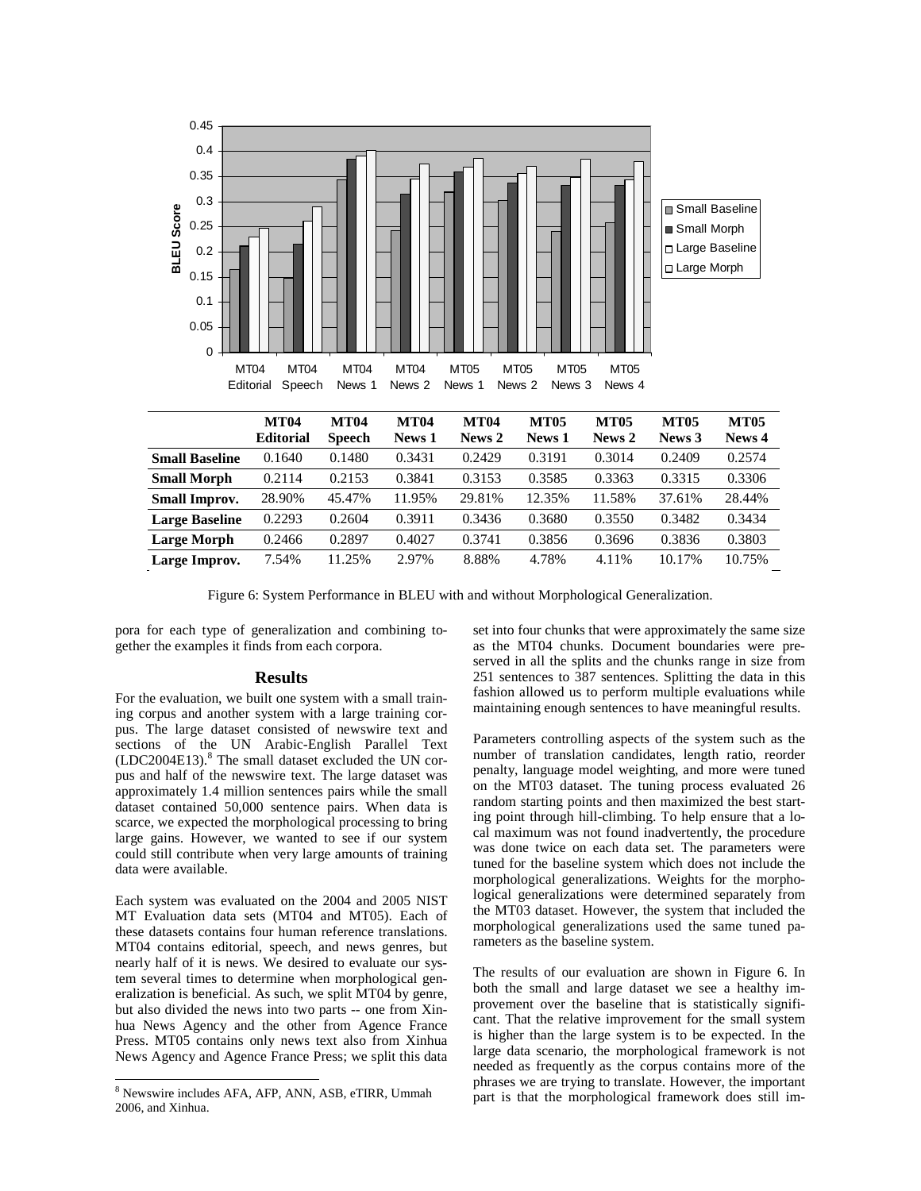| | MT04 Editorial | MT04 Speech | MT04 News 1 | MT04 News 2 | MT05 News 1 | MT05 News 2 | MT05 News 3 | MT05 News 4 |
|---|---|---|---|---|---|---|---|---|
| **Small Baseline** | 0.1640 | 0.1480 | 0.3431 | 0.2429 | 0.3191 | 0.3014 | 0.2409 | 0.2574 |
| **Small Morph** | 0.2114 | 0.2153 | 0.3841 | 0.3153 | 0.3585 | 0.3363 | 0.3315 | 0.3306 |
| **Small Improv.** | 28.90% | 45.47% | 11.95% | 29.81% | 12.35% | 11.58% | 37.61% | 28.44% |
| **Large Baseline** | 0.2293 | 0.2604 | 0.3911 | 0.3436 | 0.3680 | 0.3550 | 0.3482 | 0.3434 |
| **Large Morph** | 0.2466 | 0.2897 | 0.4027 | 0.3741 | 0.3856 | 0.3696 | 0.3836 | 0.3803 |
| **Large Improv.** | 7.54% | 11.25% | 2.97% | 8.88% | 4.78% | 4.11% | 10.17% | 10.75% |

Figure 6: System Performance in BLEU with and without Morphological Generalization.

pora for each type of generalization and combining together the examples it finds from each corpora.

## Results

For the evaluation, we built one system with a small training corpus and another system with a large training corpus. The large dataset consisted of newswire text and sections of the UN Arabic-English Parallel Text (LDC2004E13).[8] The small dataset excluded the UN corpus and half of the newswire text. The large dataset was approximately 1.4 million sentences pairs while the small dataset contained 50,000 sentence pairs. When data is scarce, we expected the morphological processing to bring large gains. However, we wanted to see if our system could still contribute when very large amounts of training data were available.

Each system was evaluated on the 2004 and 2005 NIST MT Evaluation data sets (MT04 and MT05). Each of these datasets contains four human reference translations. MT04 contains editorial, speech, and news genres, but nearly half of it is news. We desired to evaluate our system several times to determine when morphological generalization is beneficial. As such, we split MT04 by genre, but also divided the news into two parts -- one from Xinhua News Agency and the other from Agence France Press. MT05 contains only news text also from Xinhua News Agency and Agence France Press; we split this data set into four chunks that were approximately the same size as the MT04 chunks. Document boundaries were preserved in all the splits and the chunks range in size from 251 sentences to 387 sentences. Splitting the data in this fashion allowed us to perform multiple evaluations while maintaining enough sentences to have meaningful results.

Parameters controlling aspects of the system such as the number of translation candidates, length ratio, reorder penalty, language model weighting, and more were tuned on the MT03 dataset. The tuning process evaluated 26 random starting points and then maximized the best starting point through hill-climbing. To help ensure that a local maximum was not found inadvertently, the procedure was done twice on each data set. The parameters were tuned for the baseline system which does not include the morphological generalizations. Weights for the morphological generalizations were determined separately from the MT03 dataset. However, the system that included the morphological generalizations used the same tuned parameters as the baseline system.

The results of our evaluation are shown in Figure 6. In both the small and large dataset we see a healthy improvement over the baseline that is statistically significant. That the relative improvement for the small system is higher than the large system is to be expected. In the large data scenario, the morphological framework is not needed as frequently as the corpus contains more of the phrases we are trying to translate. However, the important part is that the morphological framework does still im-

[8] Newswire includes AFA, AFP, ANN, ASB, eTIRR, Ummah 2006, and Xinhua.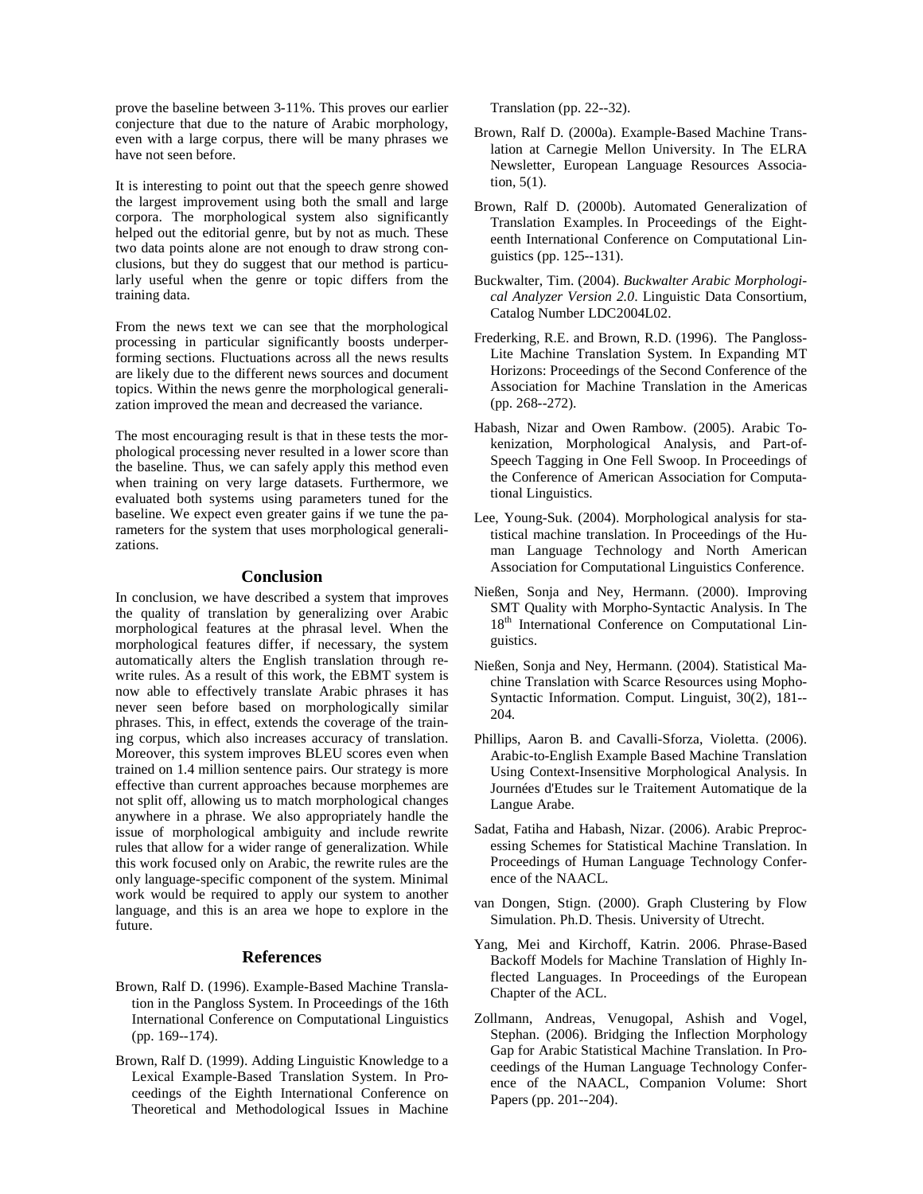prove the baseline between 3-11%. This proves our earlier conjecture that due to the nature of Arabic morphology, even with a large corpus, there will be many phrases we have not seen before.

It is interesting to point out that the speech genre showed the largest improvement using both the small and large corpora. The morphological system also significantly helped out the editorial genre, but by not as much. These two data points alone are not enough to draw strong conclusions, but they do suggest that our method is particularly useful when the genre or topic differs from the training data.

From the news text we can see that the morphological processing in particular significantly boosts underperforming sections. Fluctuations across all the news results are likely due to the different news sources and document topics. Within the news genre the morphological generalization improved the mean and decreased the variance.

The most encouraging result is that in these tests the morphological processing never resulted in a lower score than the baseline. Thus, we can safely apply this method even when training on very large datasets. Furthermore, we evaluated both systems using parameters tuned for the baseline. We expect even greater gains if we tune the parameters for the system that uses morphological generalizations.

## Conclusion

In conclusion, we have described a system that improves the quality of translation by generalizing over Arabic morphological features at the phrasal level. When the morphological features differ, if necessary, the system automatically alters the English translation through rewrite rules. As a result of this work, the EBMT system is now able to effectively translate Arabic phrases it has never seen before based on morphologically similar phrases. This, in effect, extends the coverage of the training corpus, which also increases accuracy of translation. Moreover, this system improves BLEU scores even when trained on 1.4 million sentence pairs. Our strategy is more effective than current approaches because morphemes are not split off, allowing us to match morphological changes anywhere in a phrase. We also appropriately handle the issue of morphological ambiguity and include rewrite rules that allow for a wider range of generalization. While this work focused only on Arabic, the rewrite rules are the only language-specific component of the system. Minimal work would be required to apply our system to another language, and this is an area we hope to explore in the future.

## References

Brown, Ralf D. (1996). Example-Based Machine Translation in the Pangloss System. In Proceedings of the 16th International Conference on Computational Linguistics (pp. 169--174).

Brown, Ralf D. (1999). Adding Linguistic Knowledge to a Lexical Example-Based Translation System. In Proceedings of the Eighth International Conference on Theoretical and Methodological Issues in Machine Translation (pp. 22--32).

Brown, Ralf D. (2000a). Example-Based Machine Translation at Carnegie Mellon University. In The ELRA Newsletter, European Language Resources Association, 5(1).

Brown, Ralf D. (2000b). Automated Generalization of Translation Examples. In Proceedings of the Eighteenth International Conference on Computational Linguistics (pp. 125--131).

Buckwalter, Tim. (2004). *Buckwalter Arabic Morphological Analyzer Version 2.0*. Linguistic Data Consortium, Catalog Number LDC2004L02.

Frederking, R.E. and Brown, R.D. (1996). The Pangloss-Lite Machine Translation System. In Expanding MT Horizons: Proceedings of the Second Conference of the Association for Machine Translation in the Americas (pp. 268--272).

Habash, Nizar and Owen Rambow. (2005). Arabic Tokenization, Morphological Analysis, and Part-of-Speech Tagging in One Fell Swoop. In Proceedings of the Conference of American Association for Computational Linguistics.

Lee, Young-Suk. (2004). Morphological analysis for statistical machine translation. In Proceedings of the Human Language Technology and North American Association for Computational Linguistics Conference.

Nießen, Sonja and Ney, Hermann. (2000). Improving SMT Quality with Morpho-Syntactic Analysis. In The 18th International Conference on Computational Linguistics.

Nießen, Sonja and Ney, Hermann. (2004). Statistical Machine Translation with Scarce Resources using Mopho-Syntactic Information. Comput. Linguist, 30(2), 181--204.

Phillips, Aaron B. and Cavalli-Sforza, Violetta. (2006). Arabic-to-English Example Based Machine Translation Using Context-Insensitive Morphological Analysis. In Journées d'Etudes sur le Traitement Automatique de la Langue Arabe.

Sadat, Fatiha and Habash, Nizar. (2006). Arabic Preprocessing Schemes for Statistical Machine Translation. In Proceedings of Human Language Technology Conference of the NAACL.

van Dongen, Stign. (2000). Graph Clustering by Flow Simulation. Ph.D. Thesis. University of Utrecht.

Yang, Mei and Kirchoff, Katrin. 2006. Phrase-Based Backoff Models for Machine Translation of Highly Inflected Languages. In Proceedings of the European Chapter of the ACL.

Zollmann, Andreas, Venugopal, Ashish and Vogel, Stephan. (2006). Bridging the Inflection Morphology Gap for Arabic Statistical Machine Translation. In Proceedings of the Human Language Technology Conference of the NAACL, Companion Volume: Short Papers (pp. 201--204).